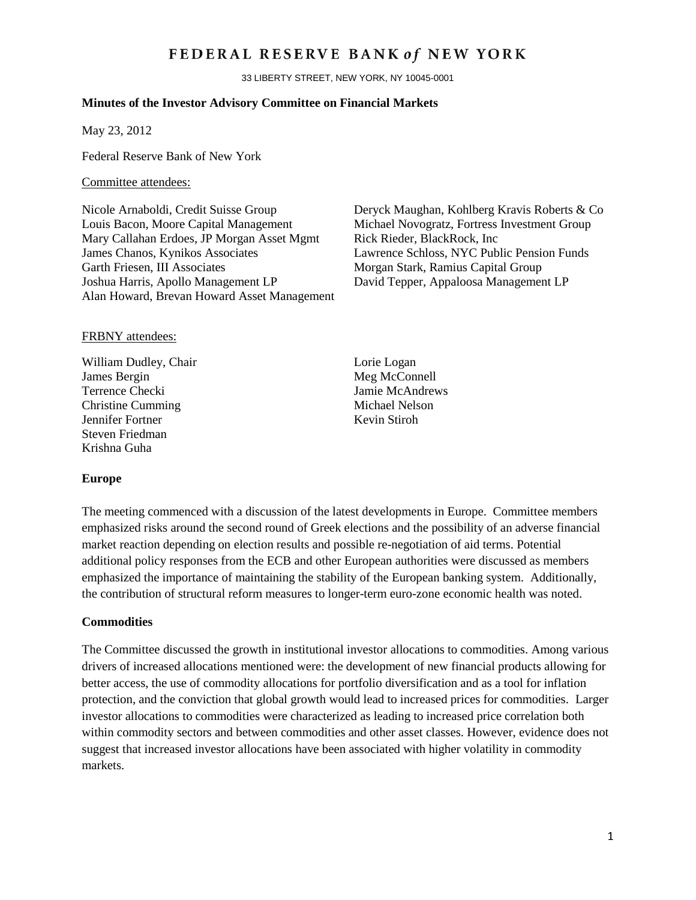# FEDERAL RESERVE BANK *of* NEW YORK

33 LIBERTY STREET, NEW YORK, NY 10045-0001

**Minutes of the Investor Advisory Committee on Financial Markets**

May 23, 2012

Federal Reserve Bank of New York

Committee attendees:

Nicole Arnaboldi, Credit Suisse Group
Louis Bacon, Moore Capital Management
Mary Callahan Erdoes, JP Morgan Asset Mgmt
James Chanos, Kynikos Associates
Garth Friesen, III Associates
Joshua Harris, Apollo Management LP
Alan Howard, Brevan Howard Asset Management
Deryck Maughan, Kohlberg Kravis Roberts & Co
Michael Novogratz, Fortress Investment Group
Rick Rieder, BlackRock, Inc
Lawrence Schloss, NYC Public Pension Funds
Morgan Stark, Ramius Capital Group
David Tepper, Appaloosa Management LP

FRBNY attendees:

William Dudley, Chair
James Bergin
Terrence Checki
Christine Cumming
Jennifer Fortner
Steven Friedman
Krishna Guha
Lorie Logan
Meg McConnell
Jamie McAndrews
Michael Nelson
Kevin Stiroh

**Europe**

The meeting commenced with a discussion of the latest developments in Europe. Committee members emphasized risks around the second round of Greek elections and the possibility of an adverse financial market reaction depending on election results and possible re-negotiation of aid terms. Potential additional policy responses from the ECB and other European authorities were discussed as members emphasized the importance of maintaining the stability of the European banking system. Additionally, the contribution of structural reform measures to longer-term euro-zone economic health was noted.

**Commodities**

The Committee discussed the growth in institutional investor allocations to commodities. Among various drivers of increased allocations mentioned were: the development of new financial products allowing for better access, the use of commodity allocations for portfolio diversification and as a tool for inflation protection, and the conviction that global growth would lead to increased prices for commodities. Larger investor allocations to commodities were characterized as leading to increased price correlation both within commodity sectors and between commodities and other asset classes. However, evidence does not suggest that increased investor allocations have been associated with higher volatility in commodity markets.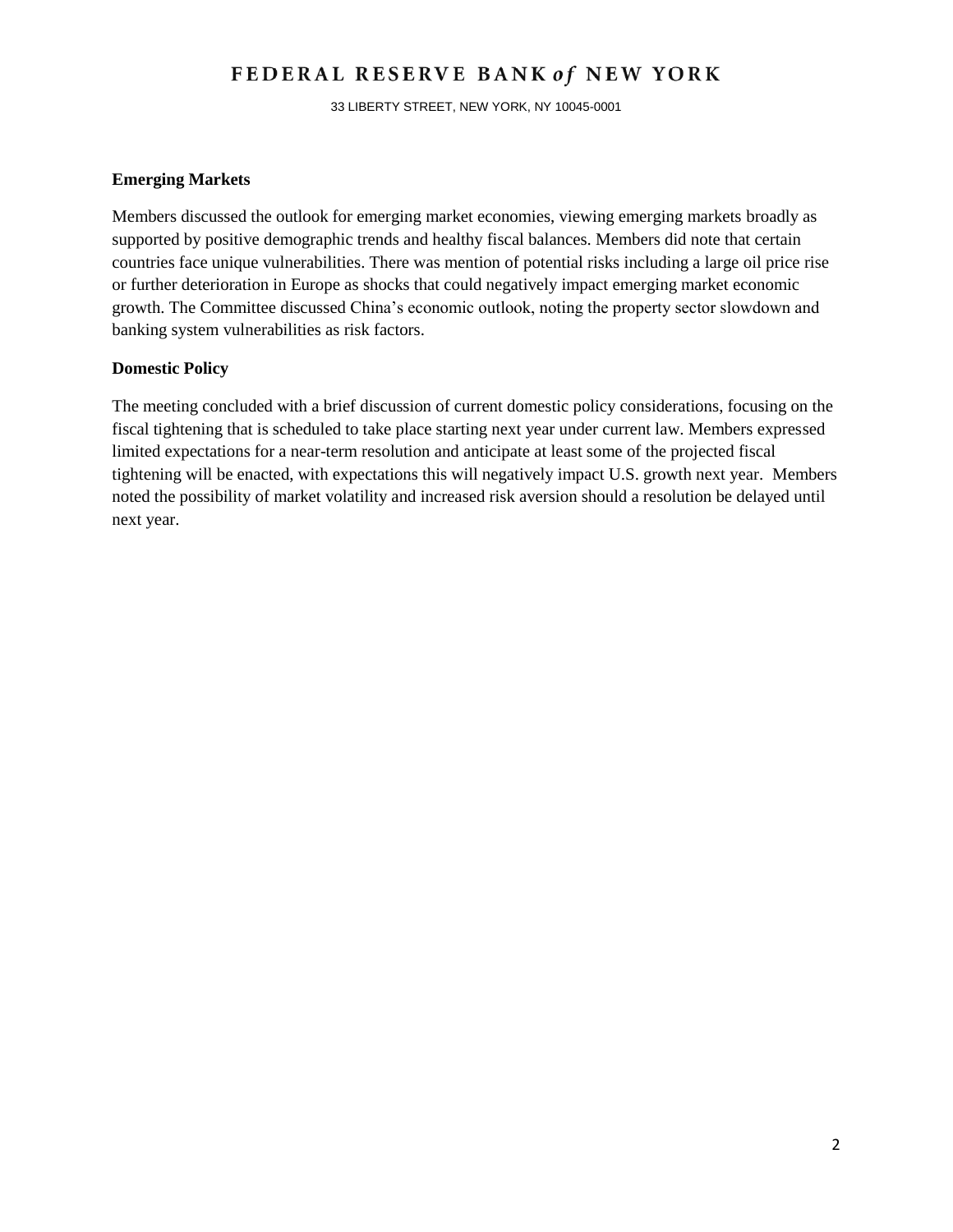## Emerging Markets

Members discussed the outlook for emerging market economies, viewing emerging markets broadly as supported by positive demographic trends and healthy fiscal balances. Members did note that certain countries face unique vulnerabilities. There was mention of potential risks including a large oil price rise or further deterioration in Europe as shocks that could negatively impact emerging market economic growth. The Committee discussed China's economic outlook, noting the property sector slowdown and banking system vulnerabilities as risk factors.

## Domestic Policy

The meeting concluded with a brief discussion of current domestic policy considerations, focusing on the fiscal tightening that is scheduled to take place starting next year under current law. Members expressed limited expectations for a near-term resolution and anticipate at least some of the projected fiscal tightening will be enacted, with expectations this will negatively impact U.S. growth next year. Members noted the possibility of market volatility and increased risk aversion should a resolution be delayed until next year.